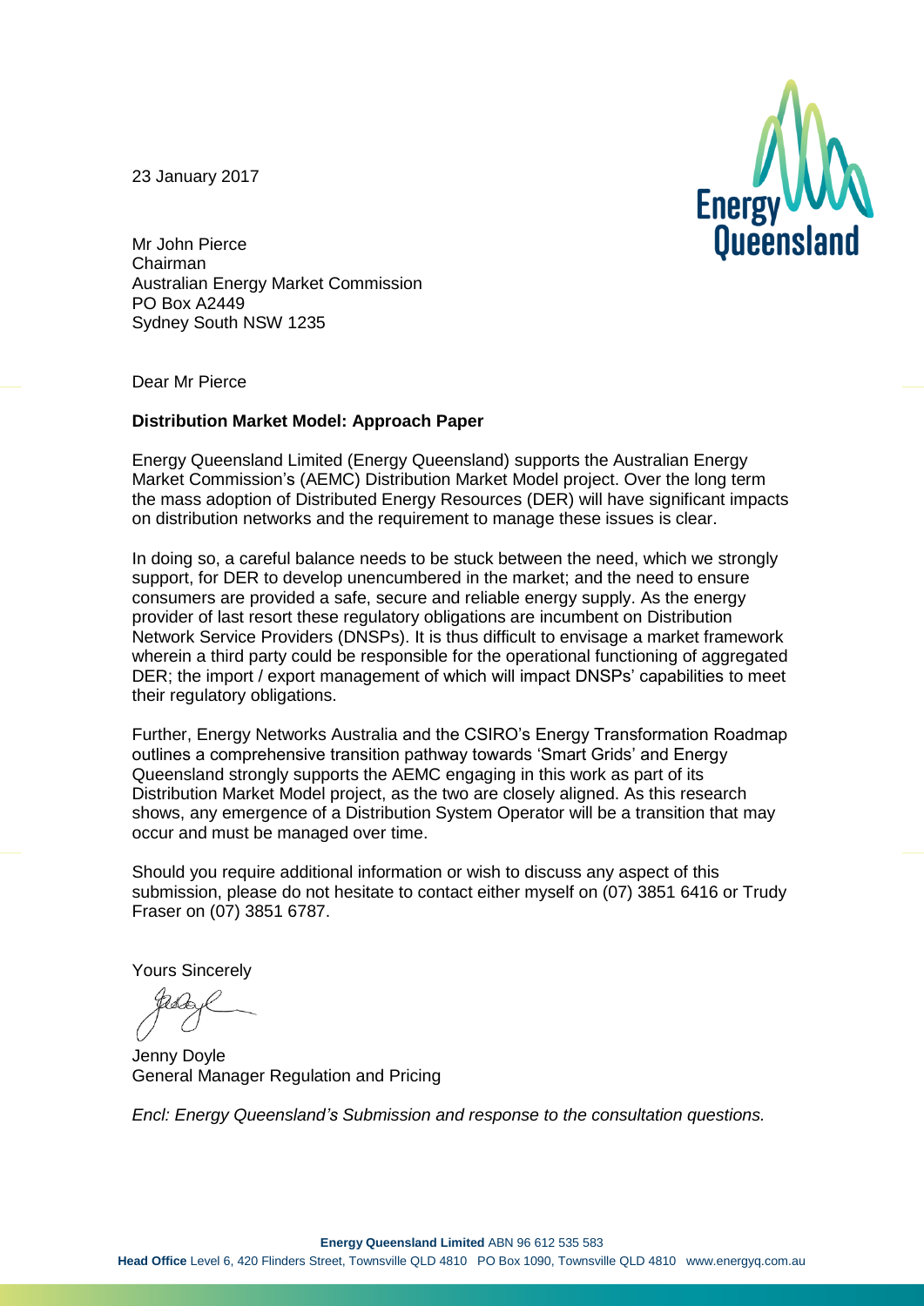23 January 2017

Mr John Pierce
Chairman
Australian Energy Market Commission
PO Box A2449
Sydney South NSW 1235

Dear Mr Pierce

**Distribution Market Model: Approach Paper**

Energy Queensland Limited (Energy Queensland) supports the Australian Energy Market Commission's (AEMC) Distribution Market Model project. Over the long term the mass adoption of Distributed Energy Resources (DER) will have significant impacts on distribution networks and the requirement to manage these issues is clear.

In doing so, a careful balance needs to be stuck between the need, which we strongly support, for DER to develop unencumbered in the market; and the need to ensure consumers are provided a safe, secure and reliable energy supply. As the energy provider of last resort these regulatory obligations are incumbent on Distribution Network Service Providers (DNSPs). It is thus difficult to envisage a market framework wherein a third party could be responsible for the operational functioning of aggregated DER; the import / export management of which will impact DNSPs' capabilities to meet their regulatory obligations.

Further, Energy Networks Australia and the CSIRO's Energy Transformation Roadmap outlines a comprehensive transition pathway towards 'Smart Grids' and Energy Queensland strongly supports the AEMC engaging in this work as part of its Distribution Market Model project, as the two are closely aligned. As this research shows, any emergence of a Distribution System Operator will be a transition that may occur and must be managed over time.

Should you require additional information or wish to discuss any aspect of this submission, please do not hesitate to contact either myself on (07) 3851 6416 or Trudy Fraser on (07) 3851 6787.

Yours Sincerely

Jenny Doyle
General Manager Regulation and Pricing

*Encl: Energy Queensland's Submission and response to the consultation questions.*

**Energy Queensland Limited** ABN 96 612 535 583
**Head Office** Level 6, 420 Flinders Street, Townsville QLD 4810 PO Box 1090, Townsville QLD 4810 www.energyq.com.au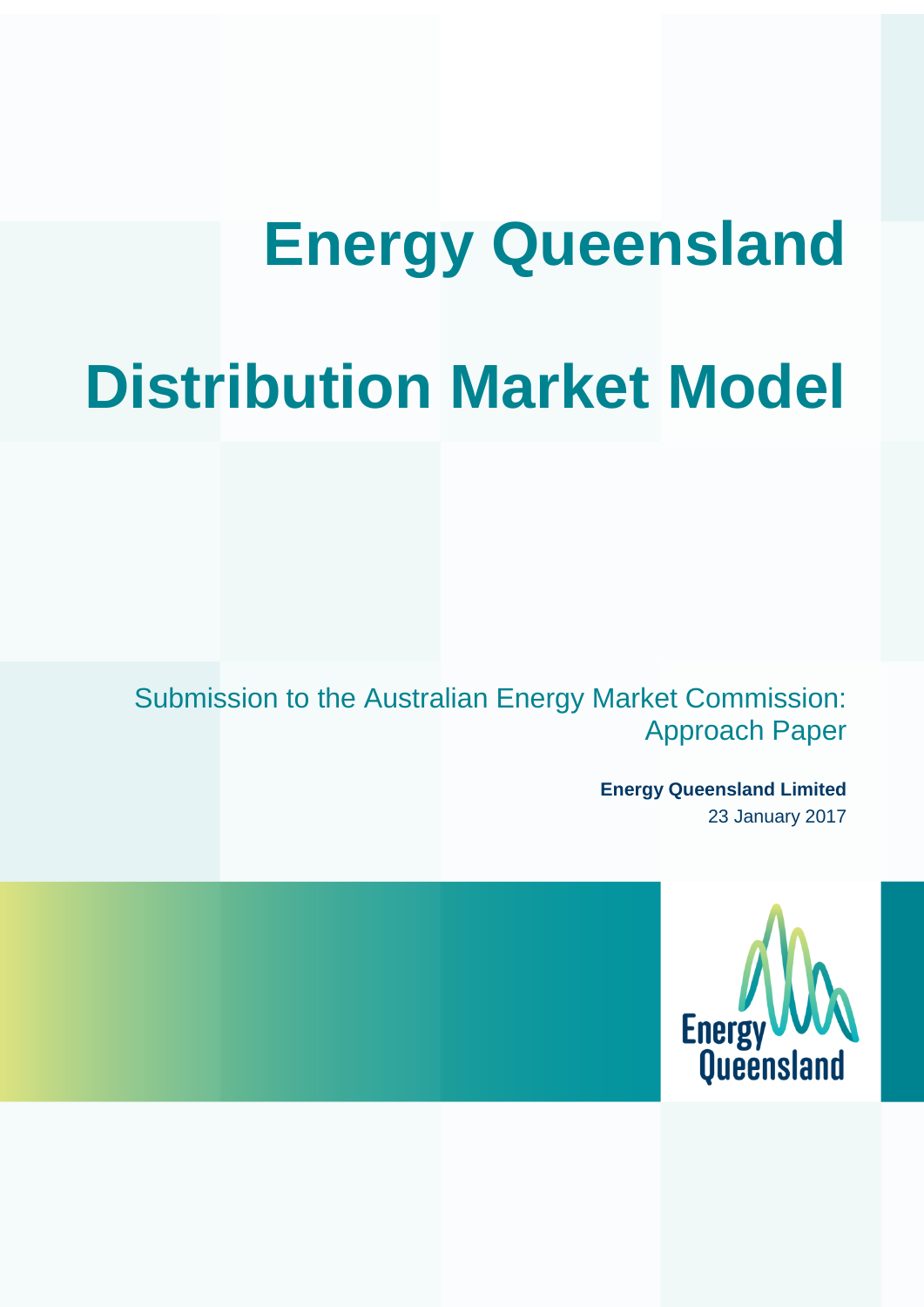# Energy Queensland

# Distribution Market Model

Submission to the Australian Energy Market Commission: Approach Paper

**Energy Queensland Limited**
23 January 2017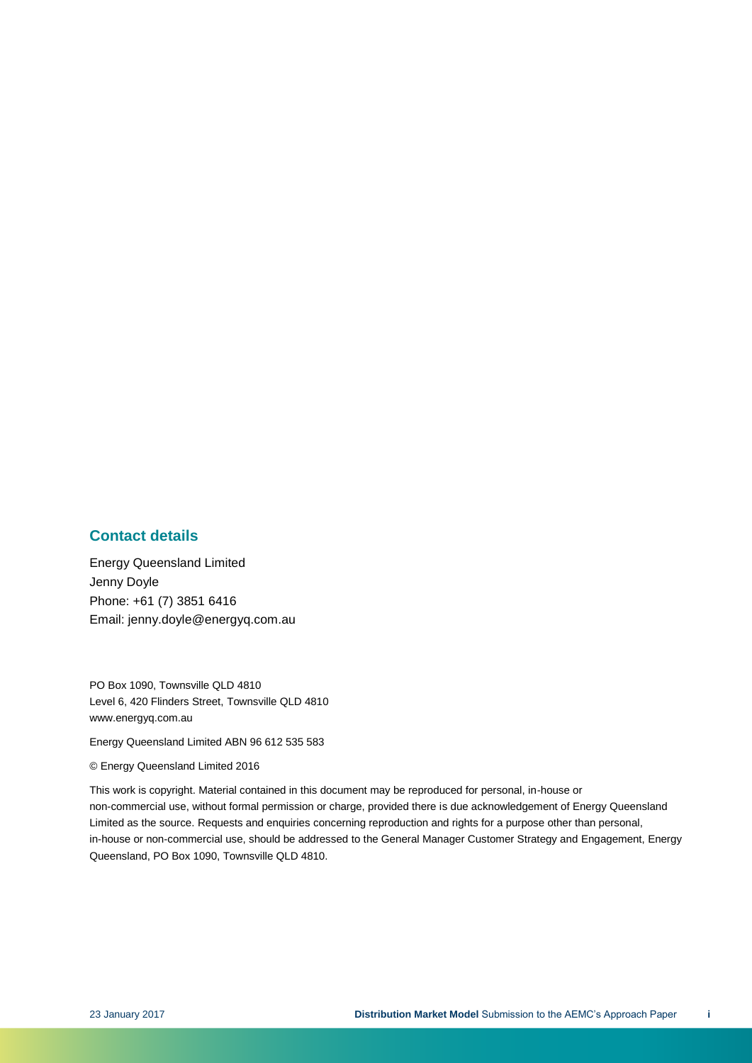## Contact details

Energy Queensland Limited
Jenny Doyle
Phone: +61 (7) 3851 6416
Email: jenny.doyle@energyq.com.au

PO Box 1090, Townsville QLD 4810
Level 6, 420 Flinders Street, Townsville QLD 4810
www.energyq.com.au

Energy Queensland Limited ABN 96 612 535 583

© Energy Queensland Limited 2016

This work is copyright. Material contained in this document may be reproduced for personal, in-house or non-commercial use, without formal permission or charge, provided there is due acknowledgement of Energy Queensland Limited as the source. Requests and enquiries concerning reproduction and rights for a purpose other than personal, in-house or non-commercial use, should be addressed to the General Manager Customer Strategy and Engagement, Energy Queensland, PO Box 1090, Townsville QLD 4810.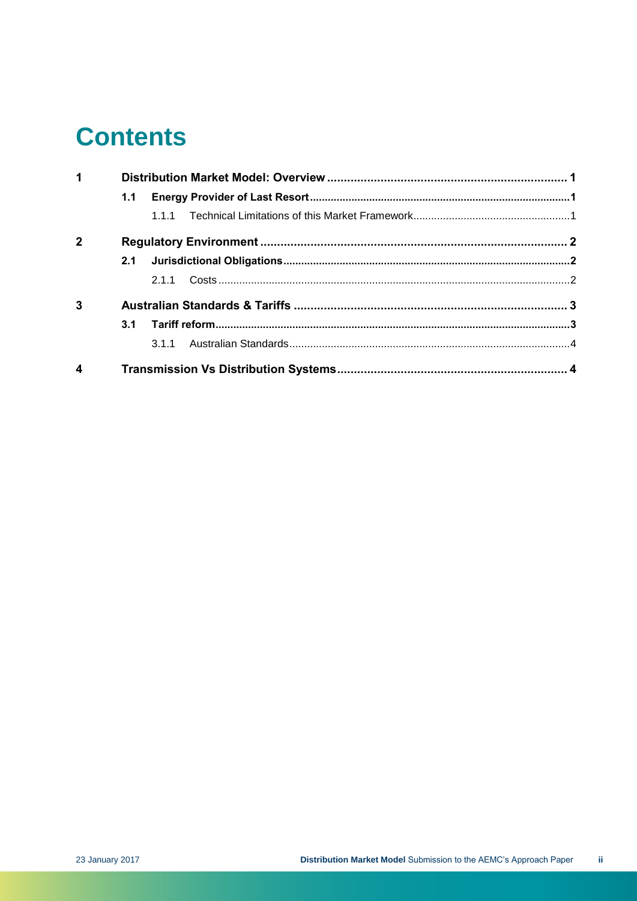# Contents

| | | | | |
|---|---|---|---|---|
| 1 | | | **Distribution Market Model: Overview** | **1** |
| | **1.1** | | **Energy Provider of Last Resort** | **1** |
| | | 1.1.1 | Technical Limitations of this Market Framework | 1 |
| 2 | | | **Regulatory Environment** | **2** |
| | **2.1** | | **Jurisdictional Obligations** | **2** |
| | | 2.1.1 | Costs | 2 |
| 3 | | | **Australian Standards & Tariffs** | **3** |
| | **3.1** | | **Tariff reform** | **3** |
| | | 3.1.1 | Australian Standards | 4 |
| 4 | | | **Transmission Vs Distribution Systems** | **4** |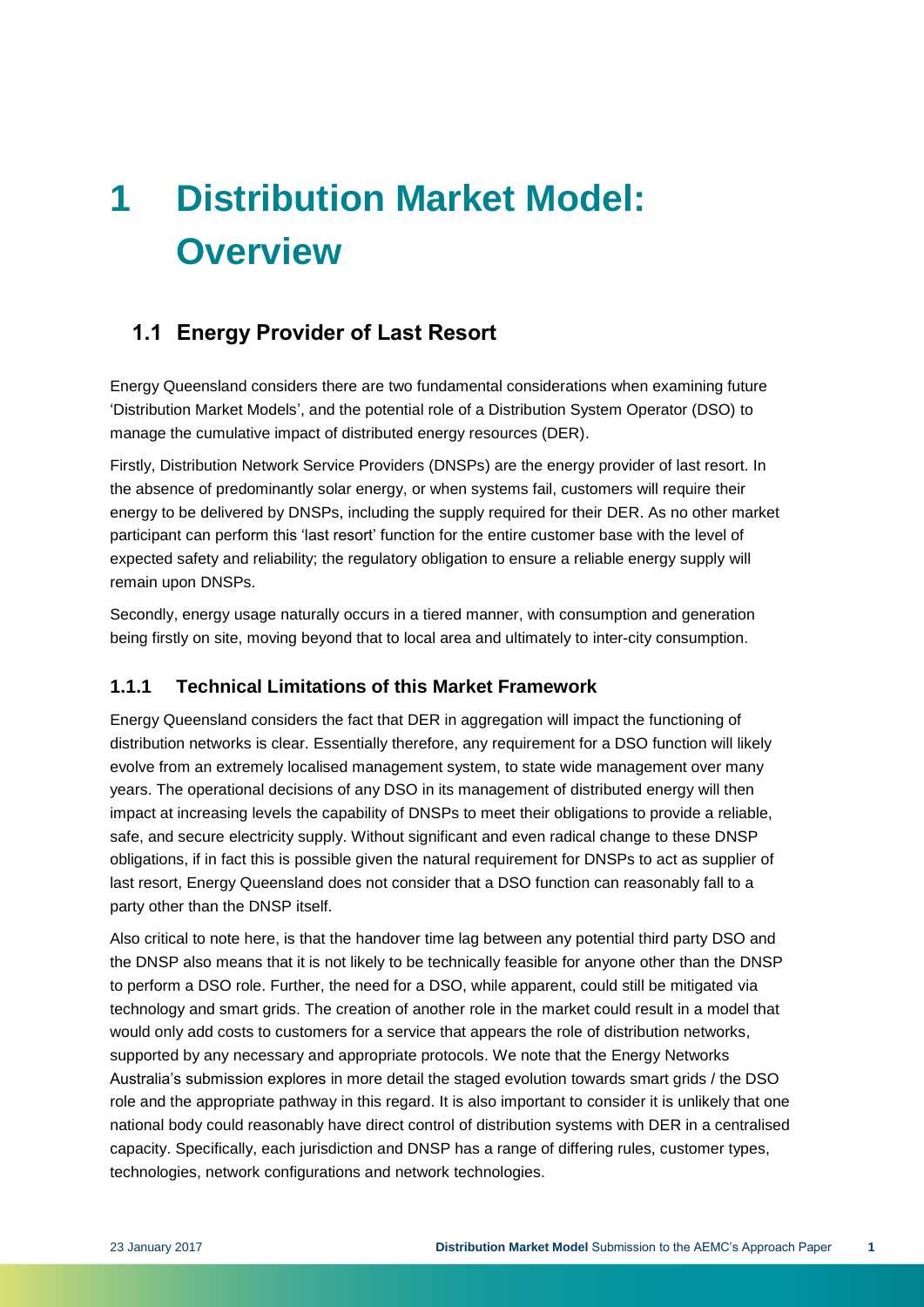# 1 Distribution Market Model: Overview

## 1.1 Energy Provider of Last Resort

Energy Queensland considers there are two fundamental considerations when examining future 'Distribution Market Models', and the potential role of a Distribution System Operator (DSO) to manage the cumulative impact of distributed energy resources (DER).

Firstly, Distribution Network Service Providers (DNSPs) are the energy provider of last resort. In the absence of predominantly solar energy, or when systems fail, customers will require their energy to be delivered by DNSPs, including the supply required for their DER. As no other market participant can perform this 'last resort' function for the entire customer base with the level of expected safety and reliability; the regulatory obligation to ensure a reliable energy supply will remain upon DNSPs.

Secondly, energy usage naturally occurs in a tiered manner, with consumption and generation being firstly on site, moving beyond that to local area and ultimately to inter-city consumption.

### 1.1.1 Technical Limitations of this Market Framework

Energy Queensland considers the fact that DER in aggregation will impact the functioning of distribution networks is clear. Essentially therefore, any requirement for a DSO function will likely evolve from an extremely localised management system, to state wide management over many years. The operational decisions of any DSO in its management of distributed energy will then impact at increasing levels the capability of DNSPs to meet their obligations to provide a reliable, safe, and secure electricity supply. Without significant and even radical change to these DNSP obligations, if in fact this is possible given the natural requirement for DNSPs to act as supplier of last resort, Energy Queensland does not consider that a DSO function can reasonably fall to a party other than the DNSP itself.

Also critical to note here, is that the handover time lag between any potential third party DSO and the DNSP also means that it is not likely to be technically feasible for anyone other than the DNSP to perform a DSO role. Further, the need for a DSO, while apparent, could still be mitigated via technology and smart grids. The creation of another role in the market could result in a model that would only add costs to customers for a service that appears the role of distribution networks, supported by any necessary and appropriate protocols. We note that the Energy Networks Australia's submission explores in more detail the staged evolution towards smart grids / the DSO role and the appropriate pathway in this regard. It is also important to consider it is unlikely that one national body could reasonably have direct control of distribution systems with DER in a centralised capacity. Specifically, each jurisdiction and DNSP has a range of differing rules, customer types, technologies, network configurations and network technologies.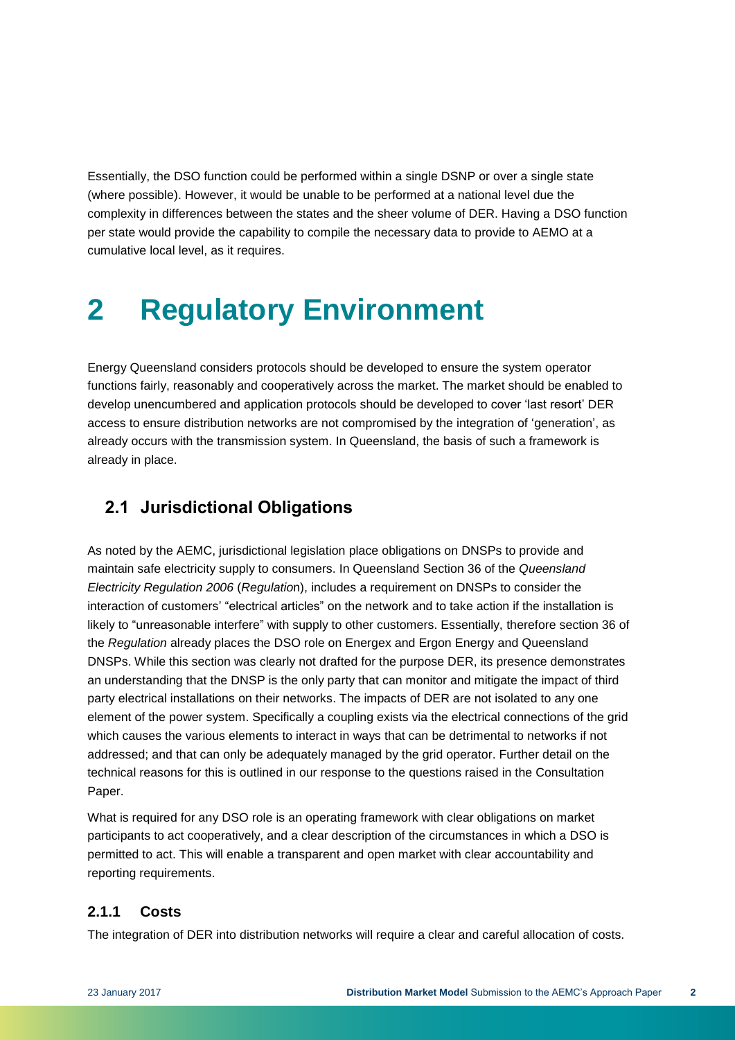Essentially, the DSO function could be performed within a single DSNP or over a single state (where possible). However, it would be unable to be performed at a national level due the complexity in differences between the states and the sheer volume of DER. Having a DSO function per state would provide the capability to compile the necessary data to provide to AEMO at a cumulative local level, as it requires.

# 2 Regulatory Environment

Energy Queensland considers protocols should be developed to ensure the system operator functions fairly, reasonably and cooperatively across the market. The market should be enabled to develop unencumbered and application protocols should be developed to cover 'last resort' DER access to ensure distribution networks are not compromised by the integration of 'generation', as already occurs with the transmission system. In Queensland, the basis of such a framework is already in place.

## 2.1 Jurisdictional Obligations

As noted by the AEMC, jurisdictional legislation place obligations on DNSPs to provide and maintain safe electricity supply to consumers. In Queensland Section 36 of the *Queensland Electricity Regulation 2006* (*Regulation*), includes a requirement on DNSPs to consider the interaction of customers' "electrical articles" on the network and to take action if the installation is likely to "unreasonable interfere" with supply to other customers. Essentially, therefore section 36 of the *Regulation* already places the DSO role on Energex and Ergon Energy and Queensland DNSPs. While this section was clearly not drafted for the purpose DER, its presence demonstrates an understanding that the DNSP is the only party that can monitor and mitigate the impact of third party electrical installations on their networks. The impacts of DER are not isolated to any one element of the power system. Specifically a coupling exists via the electrical connections of the grid which causes the various elements to interact in ways that can be detrimental to networks if not addressed; and that can only be adequately managed by the grid operator. Further detail on the technical reasons for this is outlined in our response to the questions raised in the Consultation Paper.

What is required for any DSO role is an operating framework with clear obligations on market participants to act cooperatively, and a clear description of the circumstances in which a DSO is permitted to act. This will enable a transparent and open market with clear accountability and reporting requirements.

### 2.1.1 Costs

The integration of DER into distribution networks will require a clear and careful allocation of costs.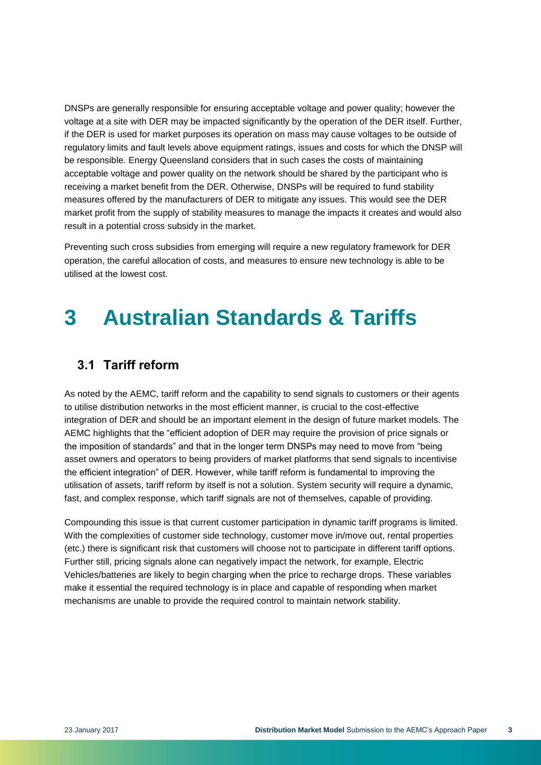DNSPs are generally responsible for ensuring acceptable voltage and power quality; however the voltage at a site with DER may be impacted significantly by the operation of the DER itself. Further, if the DER is used for market purposes its operation on mass may cause voltages to be outside of regulatory limits and fault levels above equipment ratings, issues and costs for which the DNSP will be responsible. Energy Queensland considers that in such cases the costs of maintaining acceptable voltage and power quality on the network should be shared by the participant who is receiving a market benefit from the DER. Otherwise, DNSPs will be required to fund stability measures offered by the manufacturers of DER to mitigate any issues. This would see the DER market profit from the supply of stability measures to manage the impacts it creates and would also result in a potential cross subsidy in the market.

Preventing such cross subsidies from emerging will require a new regulatory framework for DER operation, the careful allocation of costs, and measures to ensure new technology is able to be utilised at the lowest cost.

# 3 Australian Standards & Tariffs

## 3.1 Tariff reform

As noted by the AEMC, tariff reform and the capability to send signals to customers or their agents to utilise distribution networks in the most efficient manner, is crucial to the cost-effective integration of DER and should be an important element in the design of future market models. The AEMC highlights that the "efficient adoption of DER may require the provision of price signals or the imposition of standards" and that in the longer term DNSPs may need to move from "being asset owners and operators to being providers of market platforms that send signals to incentivise the efficient integration" of DER. However, while tariff reform is fundamental to improving the utilisation of assets, tariff reform by itself is not a solution. System security will require a dynamic, fast, and complex response, which tariff signals are not of themselves, capable of providing.

Compounding this issue is that current customer participation in dynamic tariff programs is limited. With the complexities of customer side technology, customer move in/move out, rental properties (etc.) there is significant risk that customers will choose not to participate in different tariff options. Further still, pricing signals alone can negatively impact the network, for example, Electric Vehicles/batteries are likely to begin charging when the price to recharge drops. These variables make it essential the required technology is in place and capable of responding when market mechanisms are unable to provide the required control to maintain network stability.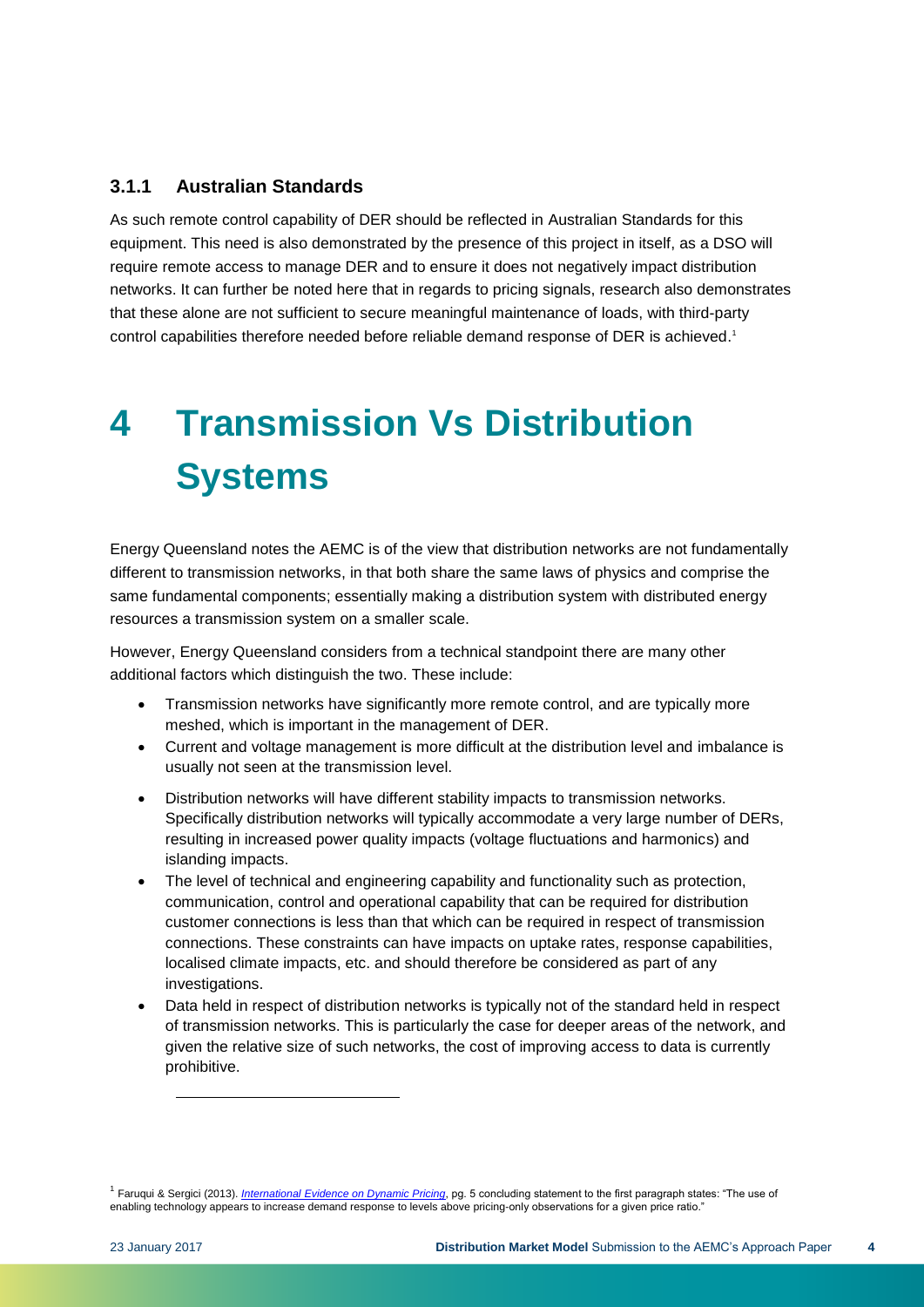### 3.1.1 Australian Standards

As such remote control capability of DER should be reflected in Australian Standards for this equipment. This need is also demonstrated by the presence of this project in itself, as a DSO will require remote access to manage DER and to ensure it does not negatively impact distribution networks. It can further be noted here that in regards to pricing signals, research also demonstrates that these alone are not sufficient to secure meaningful maintenance of loads, with third-party control capabilities therefore needed before reliable demand response of DER is achieved.[1]

# 4 Transmission Vs Distribution Systems

Energy Queensland notes the AEMC is of the view that distribution networks are not fundamentally different to transmission networks, in that both share the same laws of physics and comprise the same fundamental components; essentially making a distribution system with distributed energy resources a transmission system on a smaller scale.

However, Energy Queensland considers from a technical standpoint there are many other additional factors which distinguish the two. These include:

- Transmission networks have significantly more remote control, and are typically more meshed, which is important in the management of DER.
- Current and voltage management is more difficult at the distribution level and imbalance is usually not seen at the transmission level.
- Distribution networks will have different stability impacts to transmission networks. Specifically distribution networks will typically accommodate a very large number of DERs, resulting in increased power quality impacts (voltage fluctuations and harmonics) and islanding impacts.
- The level of technical and engineering capability and functionality such as protection, communication, control and operational capability that can be required for distribution customer connections is less than that which can be required in respect of transmission connections. These constraints can have impacts on uptake rates, response capabilities, localised climate impacts, etc. and should therefore be considered as part of any investigations.
- Data held in respect of distribution networks is typically not of the standard held in respect of transmission networks. This is particularly the case for deeper areas of the network, and given the relative size of such networks, the cost of improving access to data is currently prohibitive.

[1] Faruqui & Sergici (2013). *International Evidence on Dynamic Pricing*, pg. 5 concluding statement to the first paragraph states: "The use of enabling technology appears to increase demand response to levels above pricing-only observations for a given price ratio."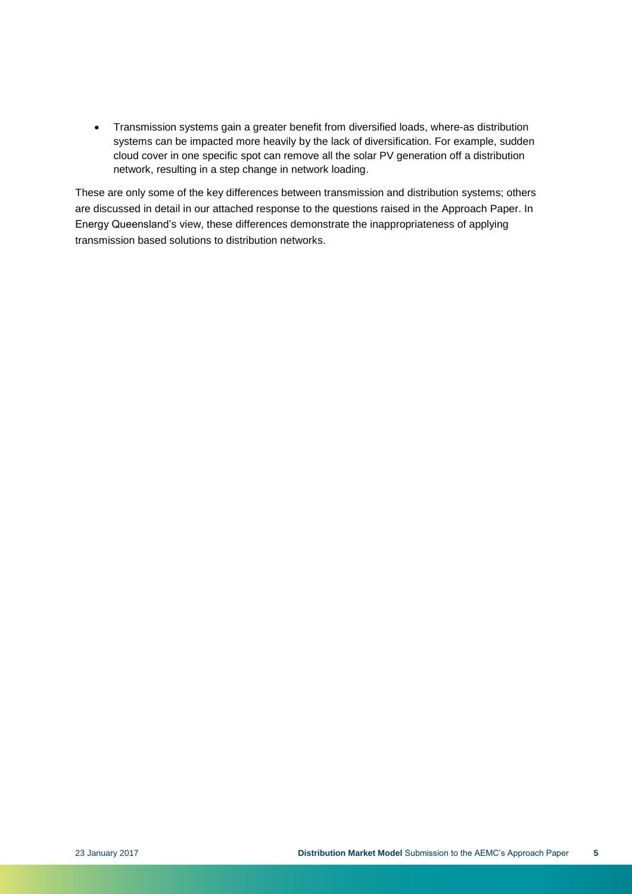- Transmission systems gain a greater benefit from diversified loads, where-as distribution systems can be impacted more heavily by the lack of diversification. For example, sudden cloud cover in one specific spot can remove all the solar PV generation off a distribution network, resulting in a step change in network loading.

These are only some of the key differences between transmission and distribution systems; others are discussed in detail in our attached response to the questions raised in the Approach Paper. In Energy Queensland's view, these differences demonstrate the inappropriateness of applying transmission based solutions to distribution networks.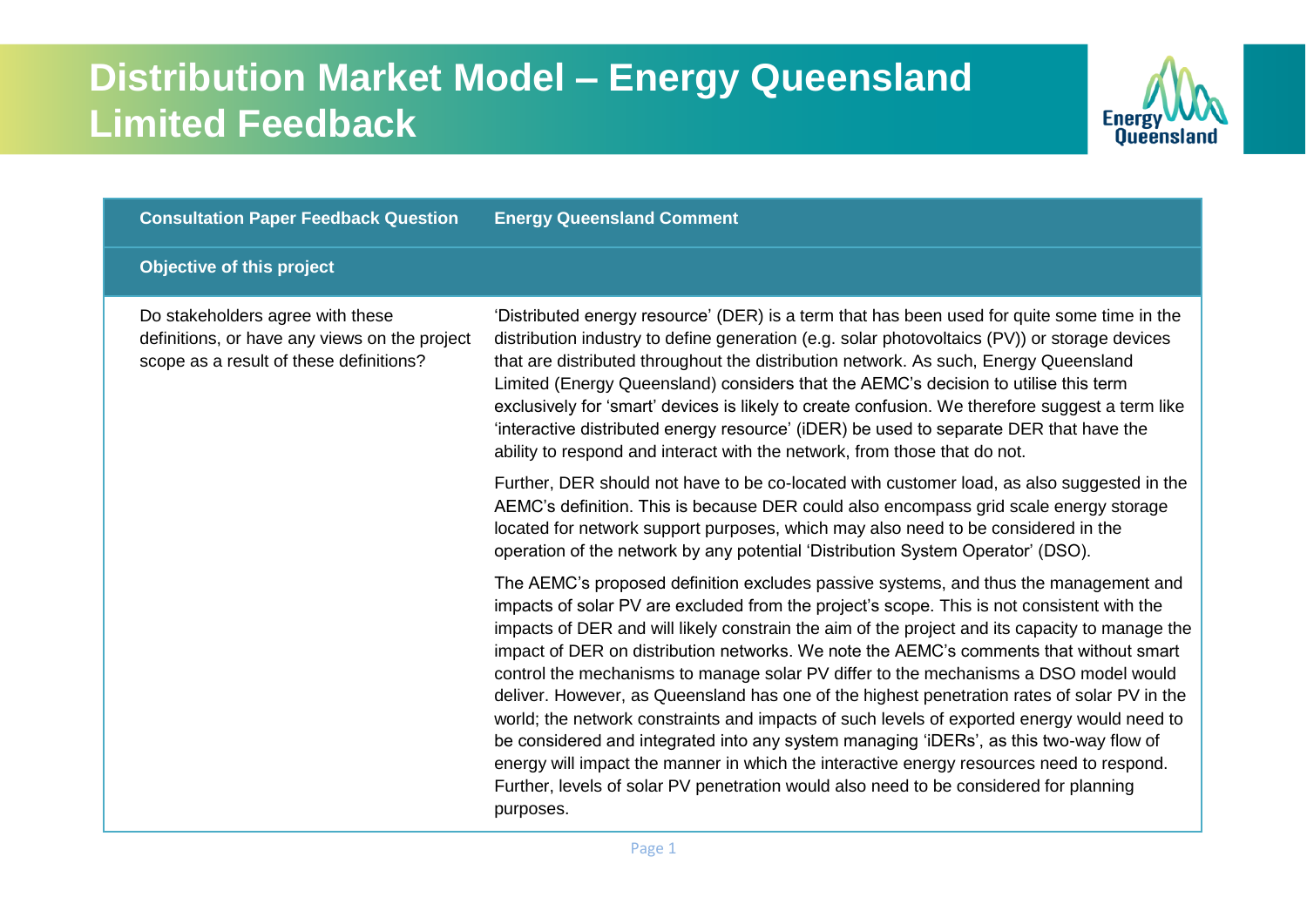# Distribution Market Model – Energy Queensland Limited Feedback

| Consultation Paper Feedback Question | Energy Queensland Comment |
|---|---|
| **Objective of this project** | |
| Do stakeholders agree with these definitions, or have any views on the project scope as a result of these definitions? | 'Distributed energy resource' (DER) is a term that has been used for quite some time in the distribution industry to define generation (e.g. solar photovoltaics (PV)) or storage devices that are distributed throughout the distribution network. As such, Energy Queensland Limited (Energy Queensland) considers that the AEMC's decision to utilise this term exclusively for 'smart' devices is likely to create confusion. We therefore suggest a term like 'interactive distributed energy resource' (iDER) be used to separate DER that have the ability to respond and interact with the network, from those that do not.<br><br>Further, DER should not have to be co-located with customer load, as also suggested in the AEMC's definition. This is because DER could also encompass grid scale energy storage located for network support purposes, which may also need to be considered in the operation of the network by any potential 'Distribution System Operator' (DSO).<br><br>The AEMC's proposed definition excludes passive systems, and thus the management and impacts of solar PV are excluded from the project's scope. This is not consistent with the impacts of DER and will likely constrain the aim of the project and its capacity to manage the impact of DER on distribution networks. We note the AEMC's comments that without smart control the mechanisms to manage solar PV differ to the mechanisms a DSO model would deliver. However, as Queensland has one of the highest penetration rates of solar PV in the world; the network constraints and impacts of such levels of exported energy would need to be considered and integrated into any system managing 'iDERs', as this two-way flow of energy will impact the manner in which the interactive energy resources need to respond. Further, levels of solar PV penetration would also need to be considered for planning purposes. |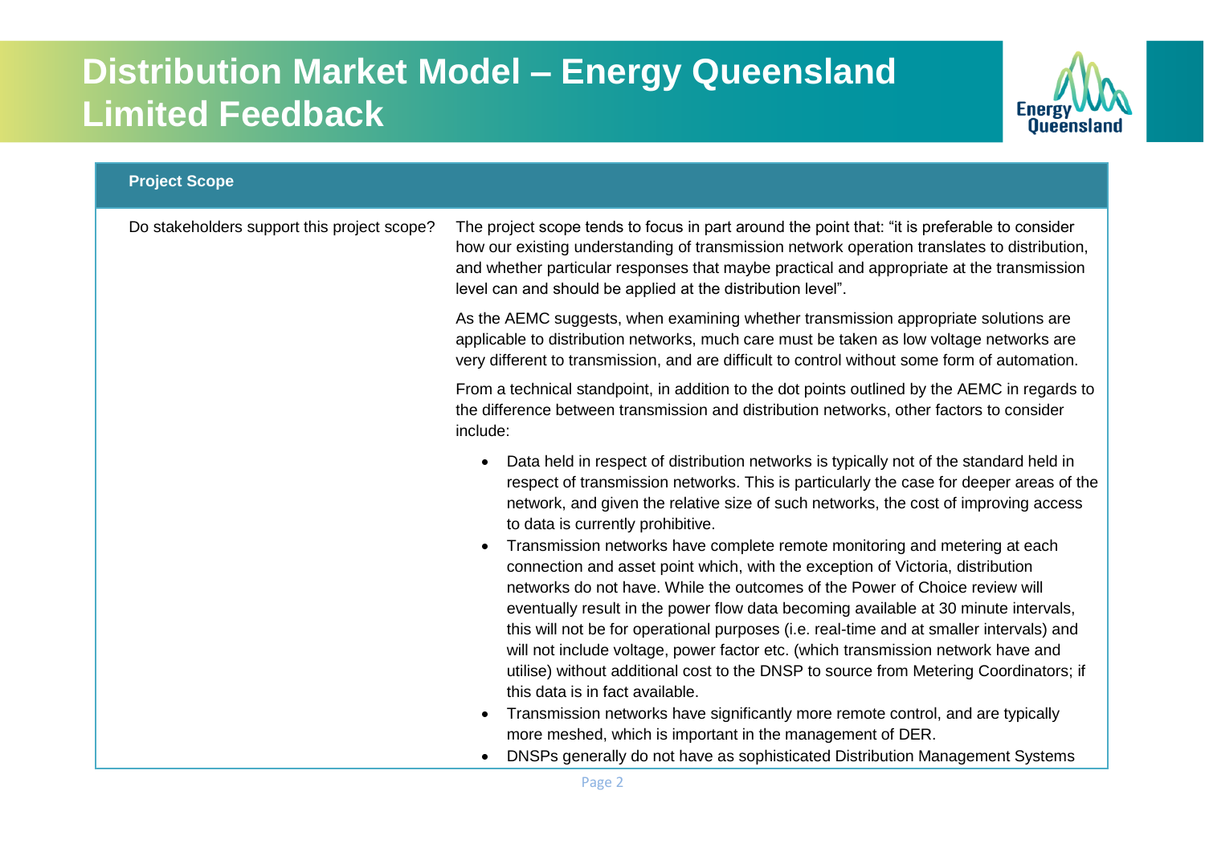# Distribution Market Model – Energy Queensland Limited Feedback

| Project Scope | |
|---|---|
| Do stakeholders support this project scope? | The project scope tends to focus in part around the point that: "it is preferable to consider how our existing understanding of transmission network operation translates to distribution, and whether particular responses that maybe practical and appropriate at the transmission level can and should be applied at the distribution level".<br><br>As the AEMC suggests, when examining whether transmission appropriate solutions are applicable to distribution networks, much care must be taken as low voltage networks are very different to transmission, and are difficult to control without some form of automation.<br><br>From a technical standpoint, in addition to the dot points outlined by the AEMC in regards to the difference between transmission and distribution networks, other factors to consider include:<br><br>• Data held in respect of distribution networks is typically not of the standard held in respect of transmission networks. This is particularly the case for deeper areas of the network, and given the relative size of such networks, the cost of improving access to data is currently prohibitive.<br>• Transmission networks have complete remote monitoring and metering at each connection and asset point which, with the exception of Victoria, distribution networks do not have. While the outcomes of the Power of Choice review will eventually result in the power flow data becoming available at 30 minute intervals, this will not be for operational purposes (i.e. real-time and at smaller intervals) and will not include voltage, power factor etc. (which transmission network have and utilise) without additional cost to the DNSP to source from Metering Coordinators; if this data is in fact available.<br>• Transmission networks have significantly more remote control, and are typically more meshed, which is important in the management of DER.<br>• DNSPs generally do not have as sophisticated Distribution Management Systems |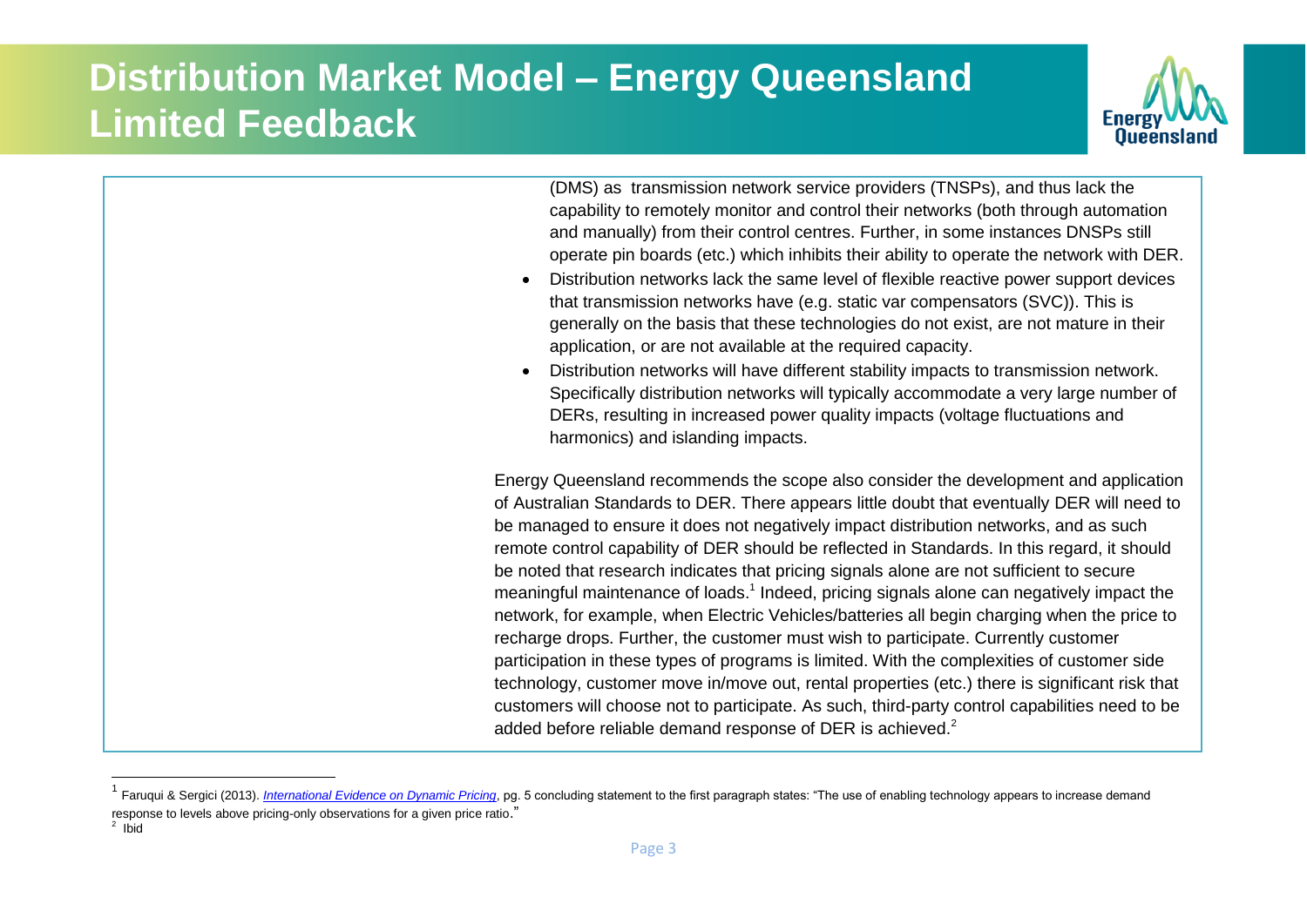# Distribution Market Model – Energy Queensland Limited Feedback

(DMS) as transmission network service providers (TNSPs), and thus lack the capability to remotely monitor and control their networks (both through automation and manually) from their control centres. Further, in some instances DNSPs still operate pin boards (etc.) which inhibits their ability to operate the network with DER.

- Distribution networks lack the same level of flexible reactive power support devices that transmission networks have (e.g. static var compensators (SVC)). This is generally on the basis that these technologies do not exist, are not mature in their application, or are not available at the required capacity.
- Distribution networks will have different stability impacts to transmission network. Specifically distribution networks will typically accommodate a very large number of DERs, resulting in increased power quality impacts (voltage fluctuations and harmonics) and islanding impacts.

Energy Queensland recommends the scope also consider the development and application of Australian Standards to DER. There appears little doubt that eventually DER will need to be managed to ensure it does not negatively impact distribution networks, and as such remote control capability of DER should be reflected in Standards. In this regard, it should be noted that research indicates that pricing signals alone are not sufficient to secure meaningful maintenance of loads.[1] Indeed, pricing signals alone can negatively impact the network, for example, when Electric Vehicles/batteries all begin charging when the price to recharge drops. Further, the customer must wish to participate. Currently customer participation in these types of programs is limited. With the complexities of customer side technology, customer move in/move out, rental properties (etc.) there is significant risk that customers will choose not to participate. As such, third-party control capabilities need to be added before reliable demand response of DER is achieved.[2]

---

[1] Faruqui & Sergici (2013). *International Evidence on Dynamic Pricing*, pg. 5 concluding statement to the first paragraph states: "The use of enabling technology appears to increase demand response to levels above pricing-only observations for a given price ratio."

[2] Ibid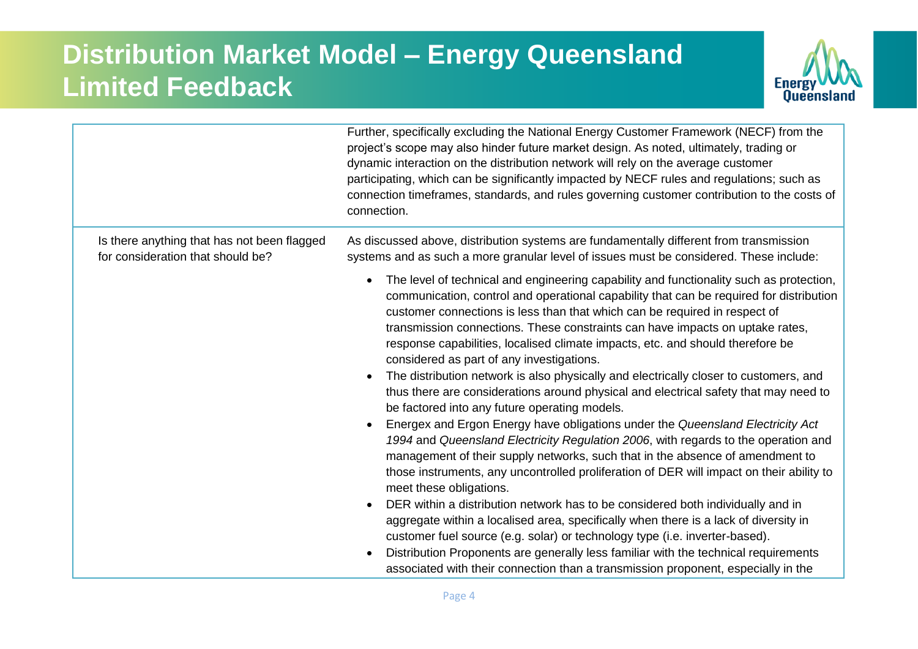# Distribution Market Model – Energy Queensland Limited Feedback

| | |
|---|---|
| | Further, specifically excluding the National Energy Customer Framework (NECF) from the project's scope may also hinder future market design. As noted, ultimately, trading or dynamic interaction on the distribution network will rely on the average customer participating, which can be significantly impacted by NECF rules and regulations; such as connection timeframes, standards, and rules governing customer contribution to the costs of connection. |
| Is there anything that has not been flagged for consideration that should be? | As discussed above, distribution systems are fundamentally different from transmission systems and as such a more granular level of issues must be considered. These include:<br><br>• The level of technical and engineering capability and functionality such as protection, communication, control and operational capability that can be required for distribution customer connections is less than that which can be required in respect of transmission connections. These constraints can have impacts on uptake rates, response capabilities, localised climate impacts, etc. and should therefore be considered as part of any investigations.<br>• The distribution network is also physically and electrically closer to customers, and thus there are considerations around physical and electrical safety that may need to be factored into any future operating models.<br>• Energex and Ergon Energy have obligations under the *Queensland Electricity Act 1994* and *Queensland Electricity Regulation 2006*, with regards to the operation and management of their supply networks, such that in the absence of amendment to those instruments, any uncontrolled proliferation of DER will impact on their ability to meet these obligations.<br>• DER within a distribution network has to be considered both individually and in aggregate within a localised area, specifically when there is a lack of diversity in customer fuel source (e.g. solar) or technology type (i.e. inverter-based).<br>• Distribution Proponents are generally less familiar with the technical requirements associated with their connection than a transmission proponent, especially in the |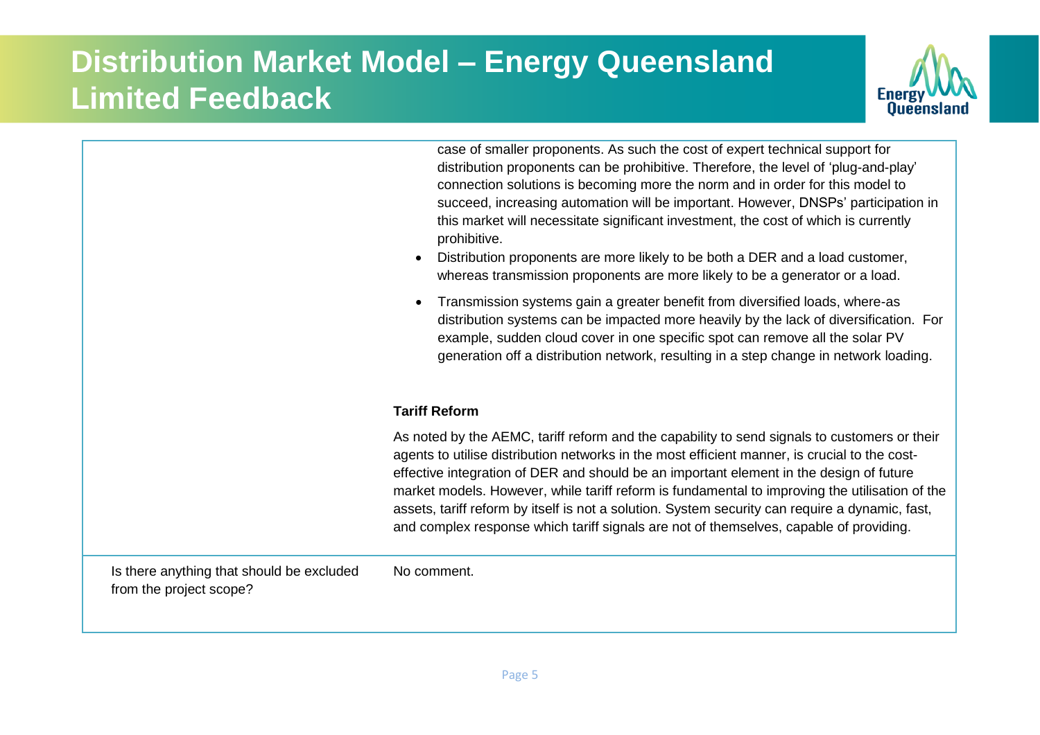| | |
|---|---|
| | case of smaller proponents. As such the cost of expert technical support for distribution proponents can be prohibitive. Therefore, the level of 'plug-and-play' connection solutions is becoming more the norm and in order for this model to succeed, increasing automation will be important. However, DNSPs' participation in this market will necessitate significant investment, the cost of which is currently prohibitive.<br>• Distribution proponents are more likely to be both a DER and a load customer, whereas transmission proponents are more likely to be a generator or a load.<br>• Transmission systems gain a greater benefit from diversified loads, where-as distribution systems can be impacted more heavily by the lack of diversification. For example, sudden cloud cover in one specific spot can remove all the solar PV generation off a distribution network, resulting in a step change in network loading.<br><br>**Tariff Reform**<br><br>As noted by the AEMC, tariff reform and the capability to send signals to customers or their agents to utilise distribution networks in the most efficient manner, is crucial to the cost-effective integration of DER and should be an important element in the design of future market models. However, while tariff reform is fundamental to improving the utilisation of the assets, tariff reform by itself is not a solution. System security can require a dynamic, fast, and complex response which tariff signals are not of themselves, capable of providing. |
| Is there anything that should be excluded from the project scope? | No comment. |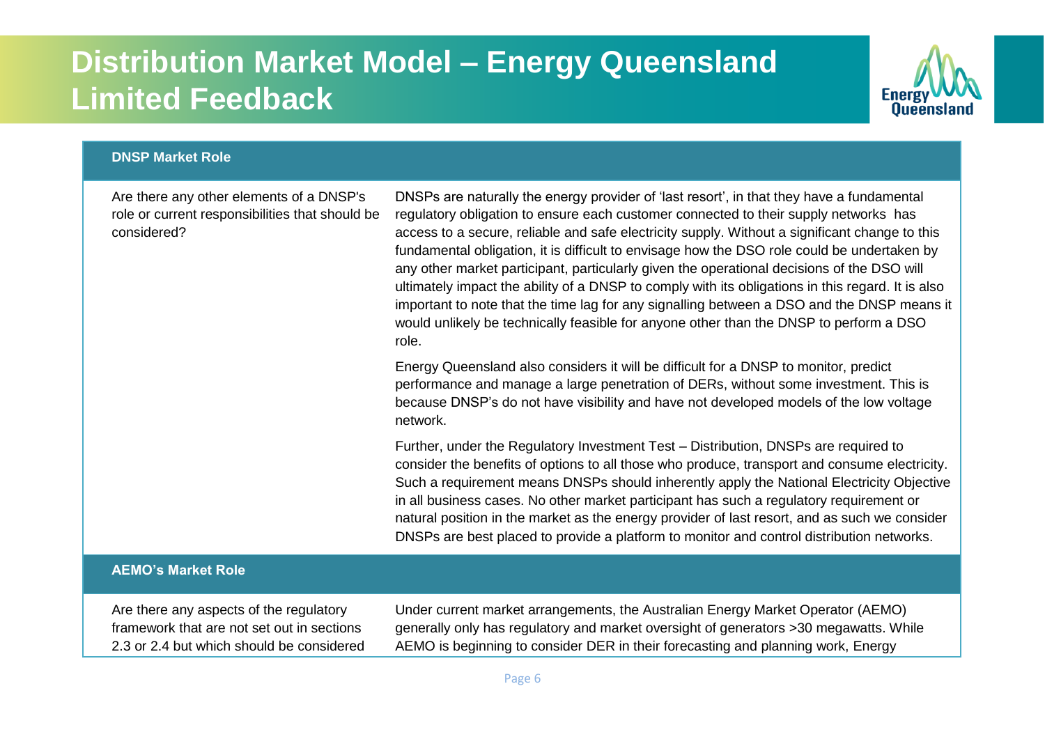# Distribution Market Model – Energy Queensland Limited Feedback

| DNSP Market Role | |
|---|---|
| Are there any other elements of a DNSP's role or current responsibilities that should be considered? | DNSPs are naturally the energy provider of 'last resort', in that they have a fundamental regulatory obligation to ensure each customer connected to their supply networks has access to a secure, reliable and safe electricity supply. Without a significant change to this fundamental obligation, it is difficult to envisage how the DSO role could be undertaken by any other market participant, particularly given the operational decisions of the DSO will ultimately impact the ability of a DNSP to comply with its obligations in this regard. It is also important to note that the time lag for any signalling between a DSO and the DNSP means it would unlikely be technically feasible for anyone other than the DNSP to perform a DSO role.<br><br>Energy Queensland also considers it will be difficult for a DNSP to monitor, predict performance and manage a large penetration of DERs, without some investment. This is because DNSP's do not have visibility and have not developed models of the low voltage network.<br><br>Further, under the Regulatory Investment Test – Distribution, DNSPs are required to consider the benefits of options to all those who produce, transport and consume electricity. Such a requirement means DNSPs should inherently apply the National Electricity Objective in all business cases. No other market participant has such a regulatory requirement or natural position in the market as the energy provider of last resort, and as such we consider DNSPs are best placed to provide a platform to monitor and control distribution networks. |
| **AEMO's Market Role** | |
| Are there any aspects of the regulatory framework that are not set out in sections 2.3 or 2.4 but which should be considered | Under current market arrangements, the Australian Energy Market Operator (AEMO) generally only has regulatory and market oversight of generators >30 megawatts. While AEMO is beginning to consider DER in their forecasting and planning work, Energy |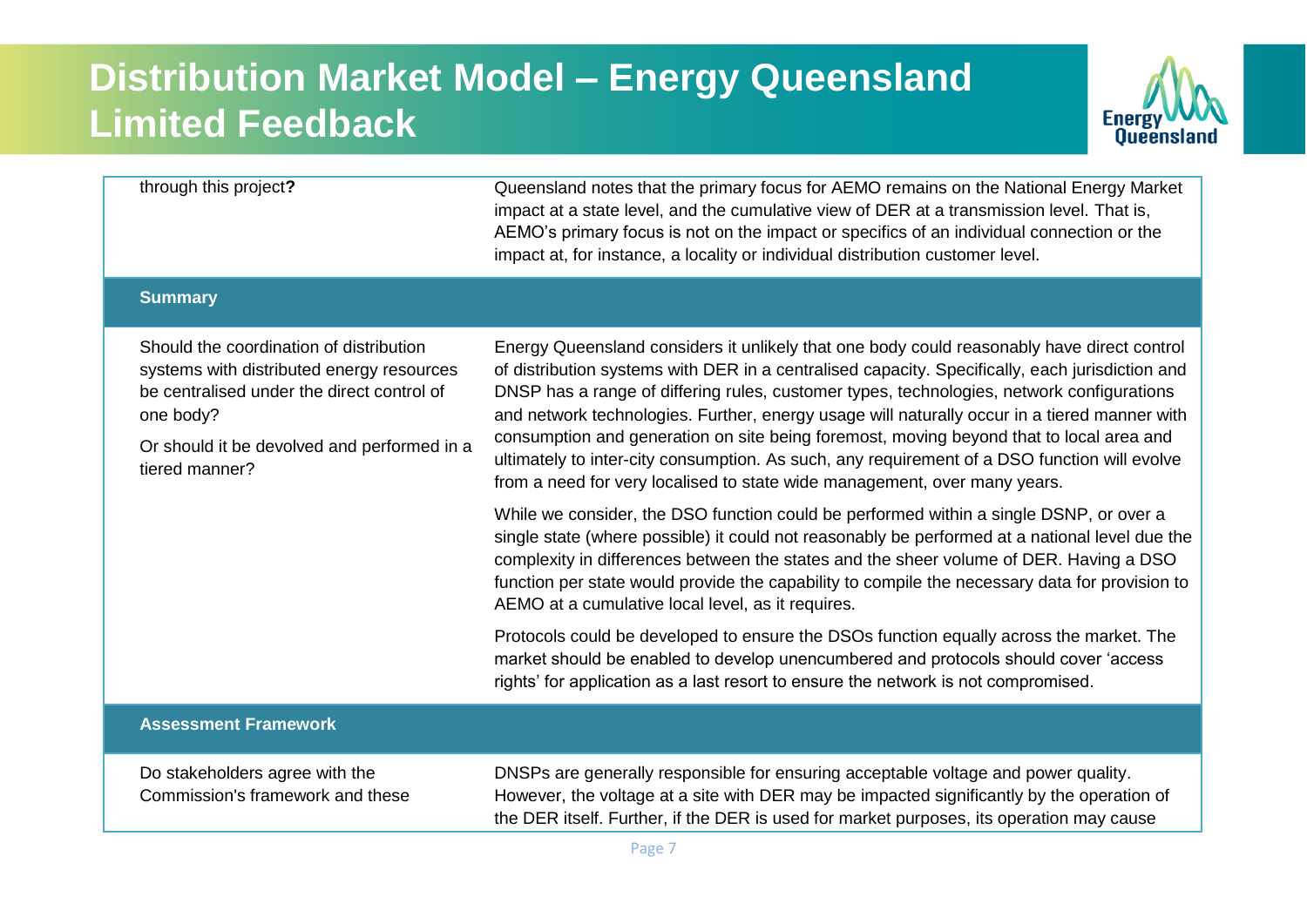| | |
|---|---|
| through this project**?** | Queensland notes that the primary focus for AEMO remains on the National Energy Market impact at a state level, and the cumulative view of DER at a transmission level. That is, AEMO's primary focus is not on the impact or specifics of an individual connection or the impact at, for instance, a locality or individual distribution customer level. |
| **Summary** | |
| Should the coordination of distribution systems with distributed energy resources be centralised under the direct control of one body?<br><br>Or should it be devolved and performed in a tiered manner? | Energy Queensland considers it unlikely that one body could reasonably have direct control of distribution systems with DER in a centralised capacity. Specifically, each jurisdiction and DNSP has a range of differing rules, customer types, technologies, network configurations and network technologies. Further, energy usage will naturally occur in a tiered manner with consumption and generation on site being foremost, moving beyond that to local area and ultimately to inter-city consumption. As such, any requirement of a DSO function will evolve from a need for very localised to state wide management, over many years.<br><br>While we consider, the DSO function could be performed within a single DSNP, or over a single state (where possible) it could not reasonably be performed at a national level due the complexity in differences between the states and the sheer volume of DER. Having a DSO function per state would provide the capability to compile the necessary data for provision to AEMO at a cumulative local level, as it requires.<br><br>Protocols could be developed to ensure the DSOs function equally across the market. The market should be enabled to develop unencumbered and protocols should cover 'access rights' for application as a last resort to ensure the network is not compromised. |
| **Assessment Framework** | |
| Do stakeholders agree with the Commission's framework and these | DNSPs are generally responsible for ensuring acceptable voltage and power quality. However, the voltage at a site with DER may be impacted significantly by the operation of the DER itself. Further, if the DER is used for market purposes, its operation may cause |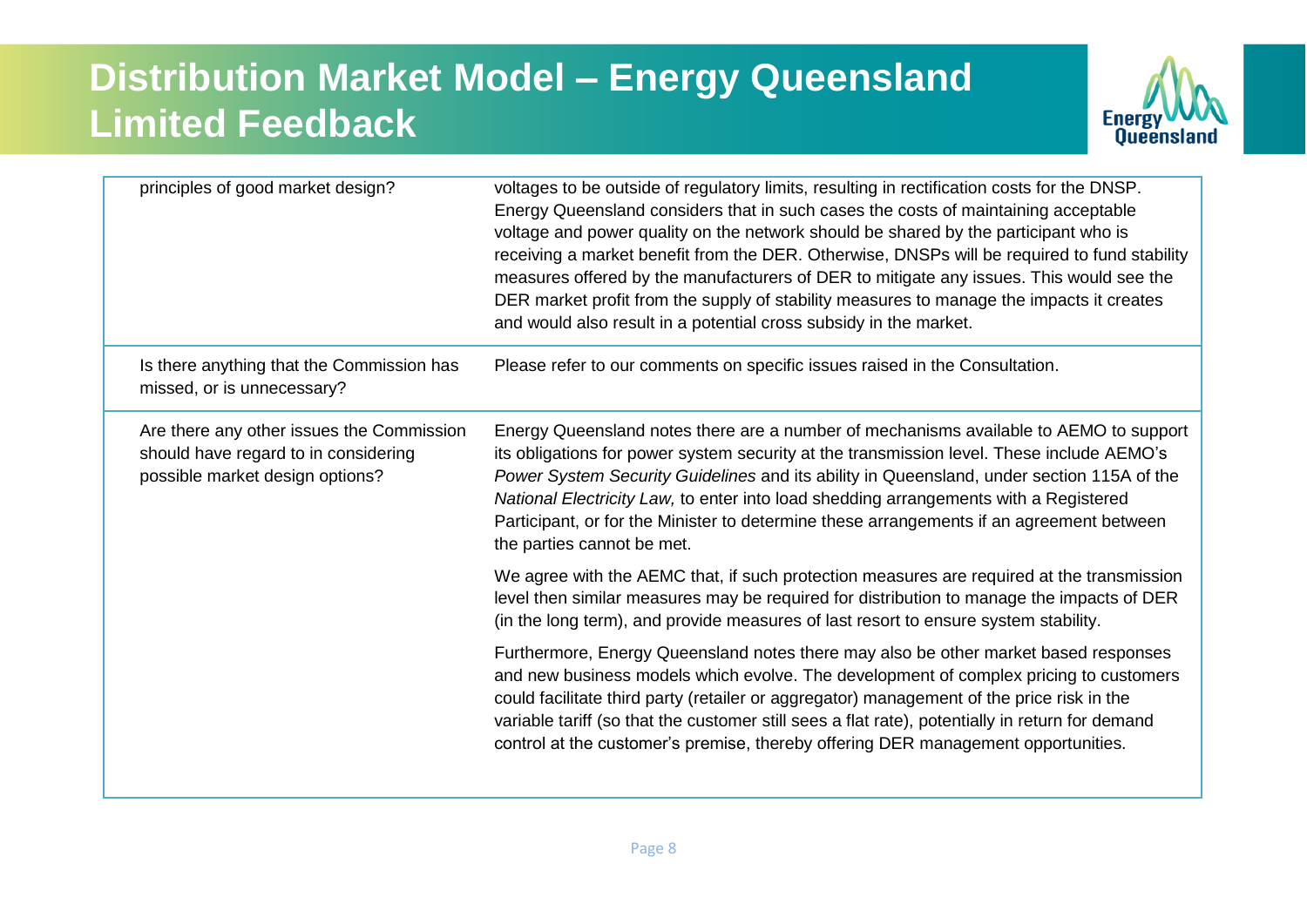| | |
|---|---|
| principles of good market design? | voltages to be outside of regulatory limits, resulting in rectification costs for the DNSP. Energy Queensland considers that in such cases the costs of maintaining acceptable voltage and power quality on the network should be shared by the participant who is receiving a market benefit from the DER. Otherwise, DNSPs will be required to fund stability measures offered by the manufacturers of DER to mitigate any issues. This would see the DER market profit from the supply of stability measures to manage the impacts it creates and would also result in a potential cross subsidy in the market. |
| Is there anything that the Commission has missed, or is unnecessary? | Please refer to our comments on specific issues raised in the Consultation. |
| Are there any other issues the Commission should have regard to in considering possible market design options? | Energy Queensland notes there are a number of mechanisms available to AEMO to support its obligations for power system security at the transmission level. These include AEMO's *Power System Security Guidelines* and its ability in Queensland, under section 115A of the *National Electricity Law,* to enter into load shedding arrangements with a Registered Participant, or for the Minister to determine these arrangements if an agreement between the parties cannot be met.<br><br>We agree with the AEMC that, if such protection measures are required at the transmission level then similar measures may be required for distribution to manage the impacts of DER (in the long term), and provide measures of last resort to ensure system stability.<br><br>Furthermore, Energy Queensland notes there may also be other market based responses and new business models which evolve. The development of complex pricing to customers could facilitate third party (retailer or aggregator) management of the price risk in the variable tariff (so that the customer still sees a flat rate), potentially in return for demand control at the customer's premise, thereby offering DER management opportunities. |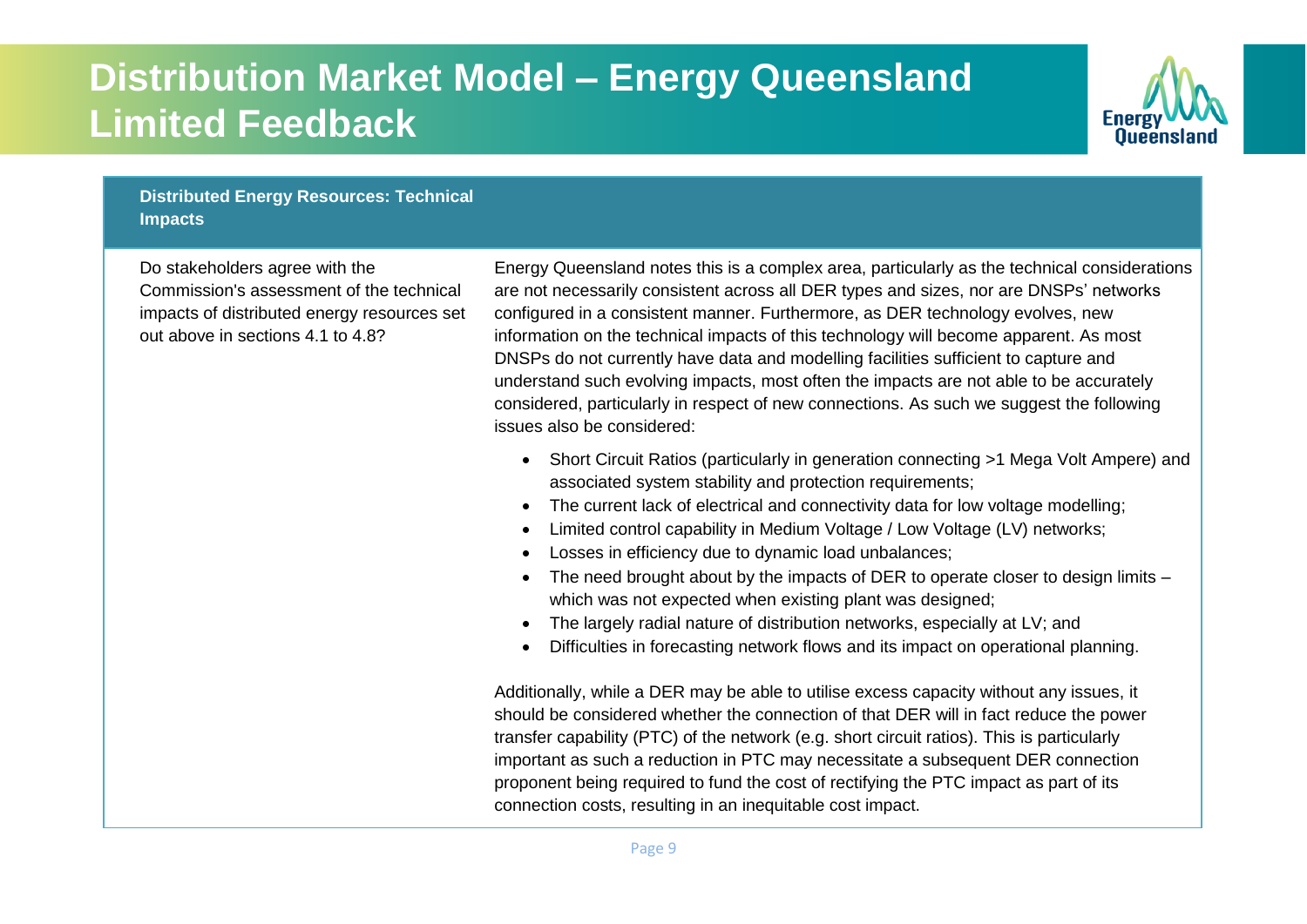# Distribution Market Model – Energy Queensland Limited Feedback

| Distributed Energy Resources: Technical Impacts | |
|---|---|
| Do stakeholders agree with the Commission's assessment of the technical impacts of distributed energy resources set out above in sections 4.1 to 4.8? | Energy Queensland notes this is a complex area, particularly as the technical considerations are not necessarily consistent across all DER types and sizes, nor are DNSPs' networks configured in a consistent manner. Furthermore, as DER technology evolves, new information on the technical impacts of this technology will become apparent. As most DNSPs do not currently have data and modelling facilities sufficient to capture and understand such evolving impacts, most often the impacts are not able to be accurately considered, particularly in respect of new connections. As such we suggest the following issues also be considered:<br><br>• Short Circuit Ratios (particularly in generation connecting >1 Mega Volt Ampere) and associated system stability and protection requirements;<br>• The current lack of electrical and connectivity data for low voltage modelling;<br>• Limited control capability in Medium Voltage / Low Voltage (LV) networks;<br>• Losses in efficiency due to dynamic load unbalances;<br>• The need brought about by the impacts of DER to operate closer to design limits – which was not expected when existing plant was designed;<br>• The largely radial nature of distribution networks, especially at LV; and<br>• Difficulties in forecasting network flows and its impact on operational planning.<br><br>Additionally, while a DER may be able to utilise excess capacity without any issues, it should be considered whether the connection of that DER will in fact reduce the power transfer capability (PTC) of the network (e.g. short circuit ratios). This is particularly important as such a reduction in PTC may necessitate a subsequent DER connection proponent being required to fund the cost of rectifying the PTC impact as part of its connection costs, resulting in an inequitable cost impact. |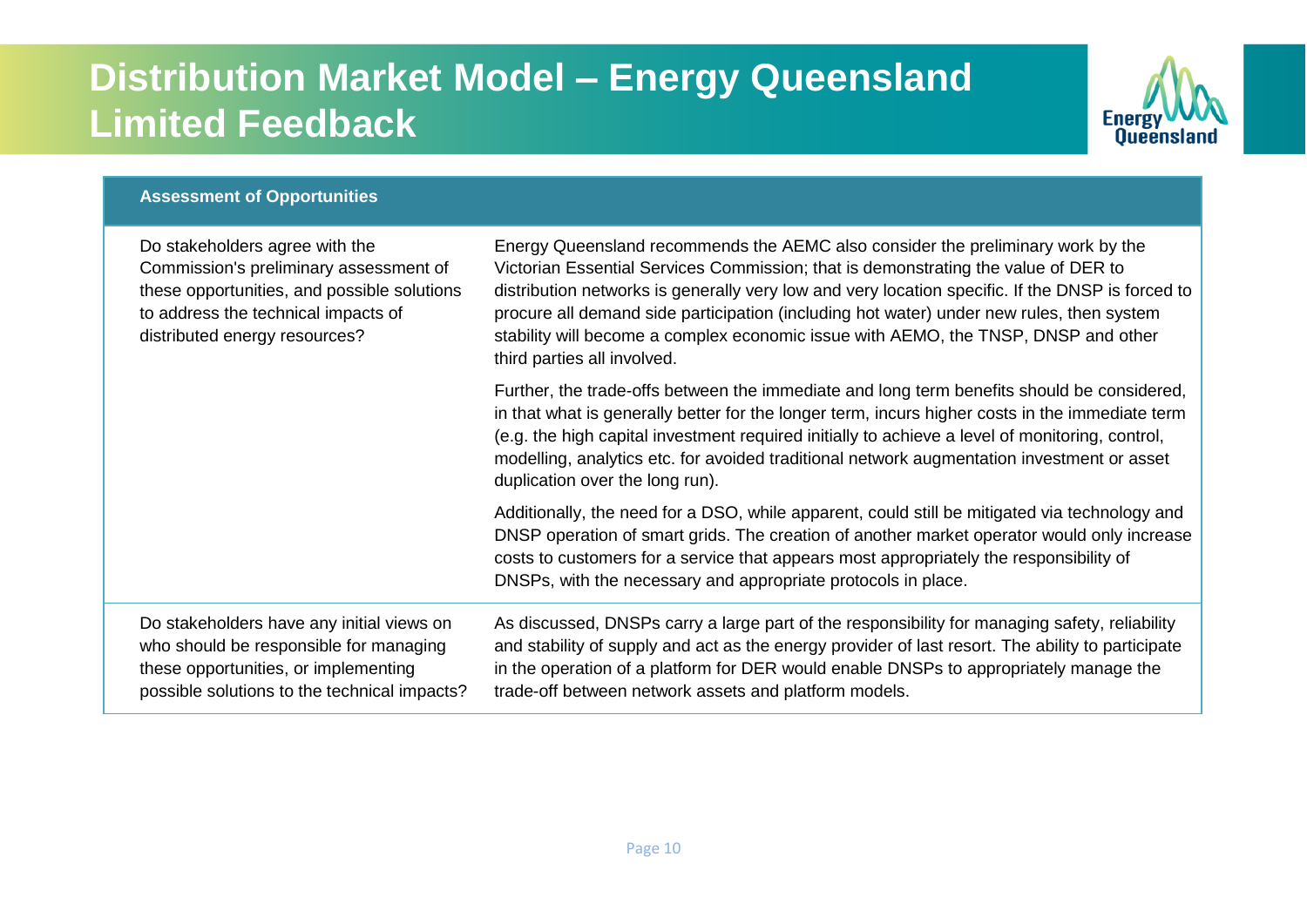# Distribution Market Model – Energy Queensland Limited Feedback

| Assessment of Opportunities | |
|---|---|
| Do stakeholders agree with the Commission's preliminary assessment of these opportunities, and possible solutions to address the technical impacts of distributed energy resources? | Energy Queensland recommends the AEMC also consider the preliminary work by the Victorian Essential Services Commission; that is demonstrating the value of DER to distribution networks is generally very low and very location specific. If the DNSP is forced to procure all demand side participation (including hot water) under new rules, then system stability will become a complex economic issue with AEMO, the TNSP, DNSP and other third parties all involved.<br><br>Further, the trade-offs between the immediate and long term benefits should be considered, in that what is generally better for the longer term, incurs higher costs in the immediate term (e.g. the high capital investment required initially to achieve a level of monitoring, control, modelling, analytics etc. for avoided traditional network augmentation investment or asset duplication over the long run).<br><br>Additionally, the need for a DSO, while apparent, could still be mitigated via technology and DNSP operation of smart grids. The creation of another market operator would only increase costs to customers for a service that appears most appropriately the responsibility of DNSPs, with the necessary and appropriate protocols in place. |
| Do stakeholders have any initial views on who should be responsible for managing these opportunities, or implementing possible solutions to the technical impacts? | As discussed, DNSPs carry a large part of the responsibility for managing safety, reliability and stability of supply and act as the energy provider of last resort. The ability to participate in the operation of a platform for DER would enable DNSPs to appropriately manage the trade-off between network assets and platform models. |